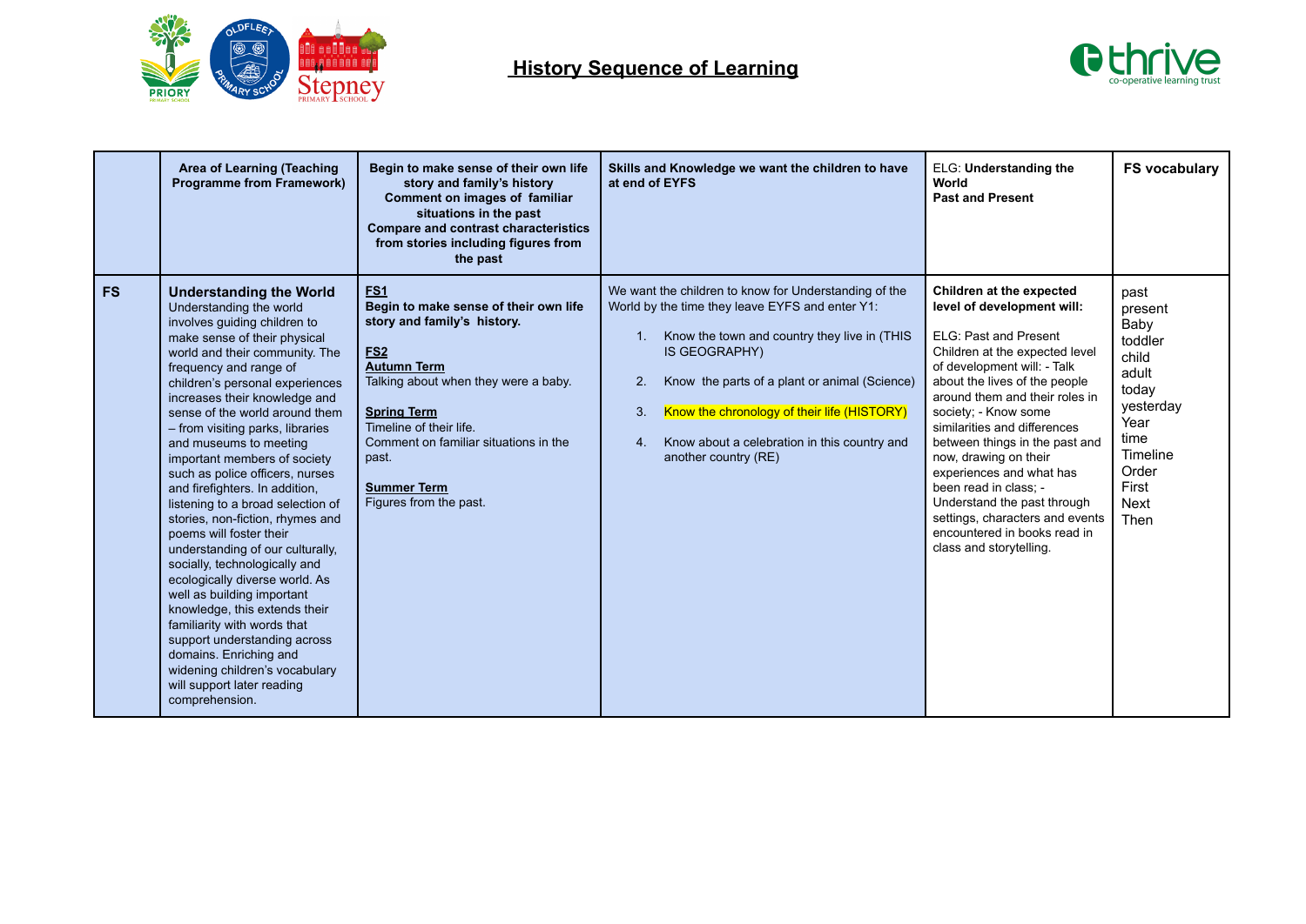# History Sequence of Learning

| | Area of Learning (Teaching Programme from Framework) | Begin to make sense of their own life story and family's history<br>Comment on images of familiar situations in the past<br>Compare and contrast characteristics from stories including figures from the past | Skills and Knowledge we want the children to have at end of EYFS | ELG: **Understanding the World**<br>**Past and Present** | FS vocabulary |
|---|---|---|---|---|---|
| **FS** | **Understanding the World**<br>Understanding the world involves guiding children to make sense of their physical world and their community. The frequency and range of children's personal experiences increases their knowledge and sense of the world around them – from visiting parks, libraries and museums to meeting important members of society such as police officers, nurses and firefighters. In addition, listening to a broad selection of stories, non-fiction, rhymes and poems will foster their understanding of our culturally, socially, technologically and ecologically diverse world. As well as building important knowledge, this extends their familiarity with words that support understanding across domains. Enriching and widening children's vocabulary will support later reading comprehension. | **FS1**<br>**Begin to make sense of their own life story and family's history.**<br><br>**FS2**<br>**Autumn Term**<br>Talking about when they were a baby.<br><br>**Spring Term**<br>Timeline of their life.<br>Comment on familiar situations in the past.<br><br>**Summer Term**<br>Figures from the past. | We want the children to know for Understanding of the World by the time they leave EYFS and enter Y1:<br><br>1. Know the town and country they live in (THIS IS GEOGRAPHY)<br>2. Know the parts of a plant or animal (Science)<br>3. Know the chronology of their life (HISTORY)<br>4. Know about a celebration in this country and another country (RE) | **Children at the expected level of development will:**<br><br>ELG: Past and Present<br>Children at the expected level of development will: - Talk about the lives of the people around them and their roles in society; - Know some similarities and differences between things in the past and now, drawing on their experiences and what has been read in class; - Understand the past through settings, characters and events encountered in books read in class and storytelling. | past<br>present<br>Baby<br>toddler<br>child<br>adult<br>today<br>yesterday<br>Year<br>time<br>Timeline<br>Order<br>First<br>Next<br>Then |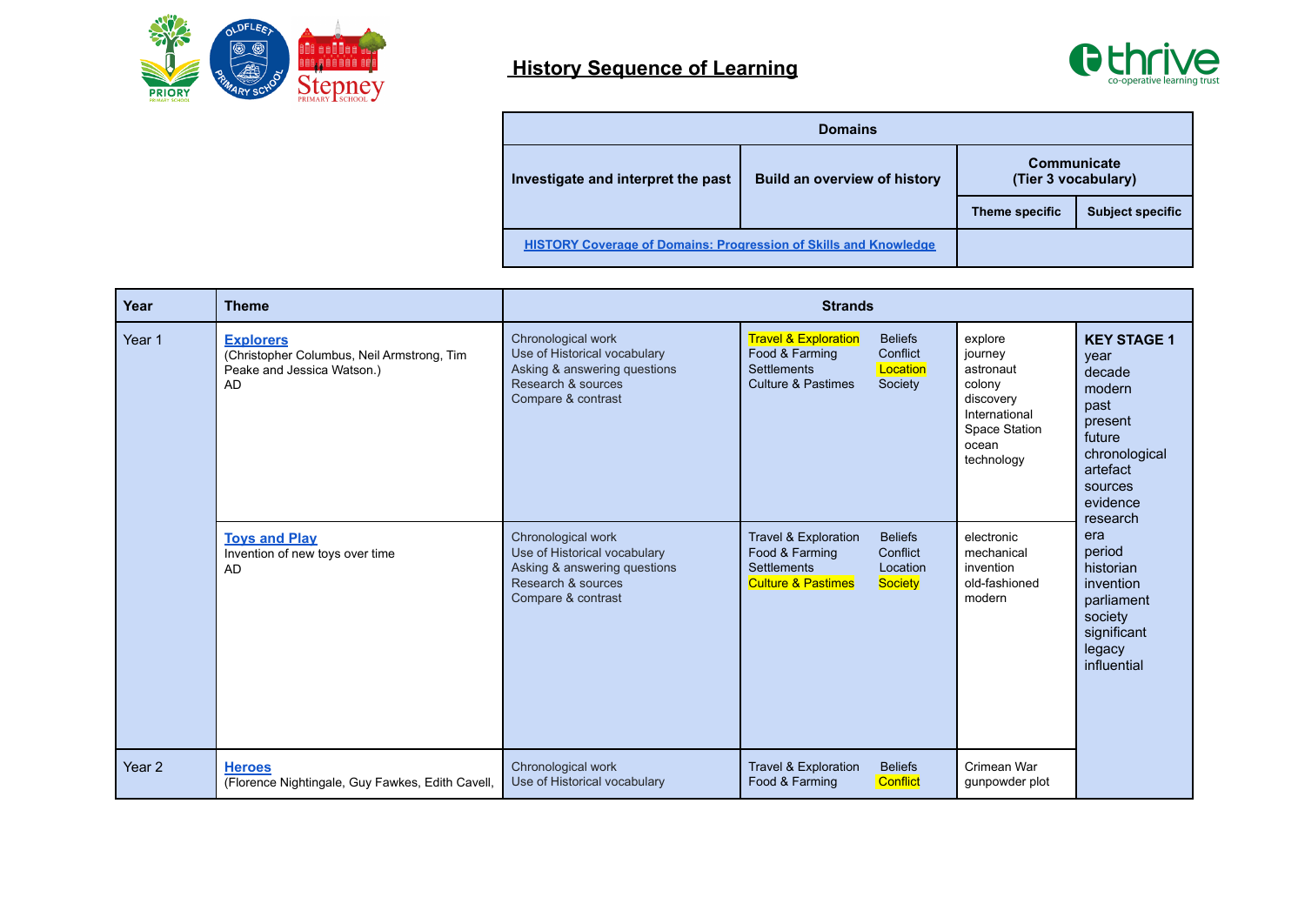# History Sequence of Learning

| Domains | | | |
|---|---|---|---|
| Investigate and interpret the past | Build an overview of history | Communicate (Tier 3 vocabulary) | |
| | | Theme specific | Subject specific |
| HISTORY Coverage of Domains: Progression of Skills and Knowledge | | | |

| Year | Theme | Strands | | | |
|---|---|---|---|---|---|
| Year 1 | **Explorers** (Christopher Columbus, Neil Armstrong, Tim Peake and Jessica Watson.) AD | Chronological work<br>Use of Historical vocabulary<br>Asking & answering questions<br>Research & sources<br>Compare & contrast | Travel & Exploration<br>Food & Farming<br>Settlements<br>Culture & Pastimes<br>Beliefs<br>Conflict<br>Location<br>Society | explore<br>journey<br>astronaut<br>colony<br>discovery<br>International Space Station<br>ocean<br>technology | **KEY STAGE 1**<br>year<br>decade<br>modern<br>past<br>present<br>future<br>chronological<br>artefact<br>sources<br>evidence<br>research<br>era<br>period<br>historian<br>invention<br>parliament<br>society<br>significant<br>legacy<br>influential |
| | **Toys and Play** Invention of new toys over time AD | Chronological work<br>Use of Historical vocabulary<br>Asking & answering questions<br>Research & sources<br>Compare & contrast | Travel & Exploration<br>Food & Farming<br>Settlements<br>Culture & Pastimes<br>Beliefs<br>Conflict<br>Location<br>Society | electronic<br>mechanical<br>invention<br>old-fashioned<br>modern | |
| Year 2 | **Heroes** (Florence Nightingale, Guy Fawkes, Edith Cavell, | Chronological work<br>Use of Historical vocabulary | Travel & Exploration<br>Food & Farming<br>Beliefs<br>Conflict | Crimean War<br>gunpowder plot | |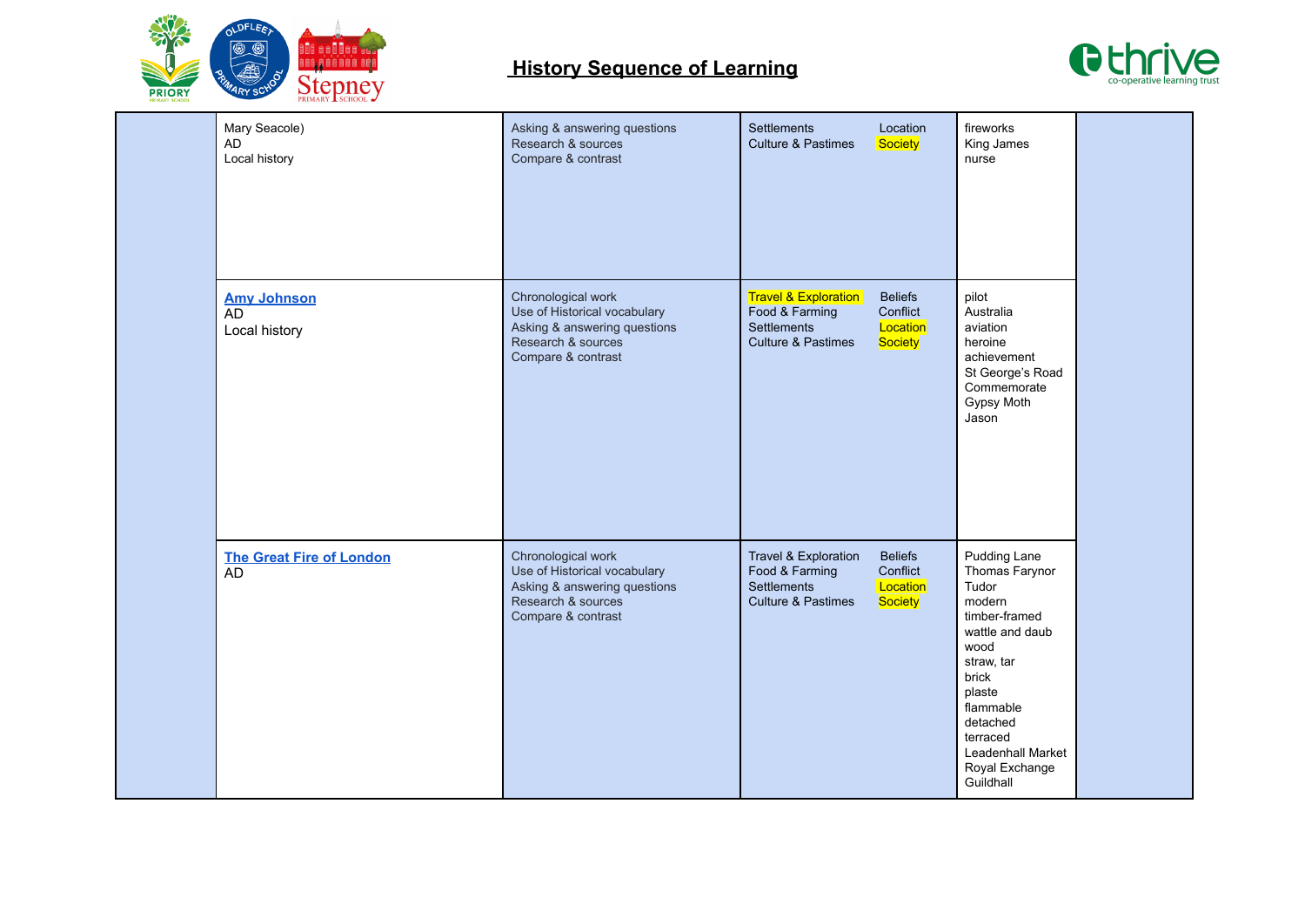# History Sequence of Learning

| | | | | | |
|---|---|---|---|---|---|
| | Mary Seacole)<br>AD<br>Local history | Asking & answering questions<br>Research & sources<br>Compare & contrast | Settlements Location<br>Culture & Pastimes Society | fireworks<br>King James<br>nurse | |
| | **Amy Johnson**<br>AD<br>Local history | Chronological work<br>Use of Historical vocabulary<br>Asking & answering questions<br>Research & sources<br>Compare & contrast | Travel & Exploration Beliefs<br>Food & Farming Conflict<br>Settlements Location<br>Culture & Pastimes Society | pilot<br>Australia<br>aviation<br>heroine<br>achievement<br>St George's Road<br>Commemorate<br>Gypsy Moth<br>Jason | |
| | **The Great Fire of London**<br>AD | Chronological work<br>Use of Historical vocabulary<br>Asking & answering questions<br>Research & sources<br>Compare & contrast | Travel & Exploration Beliefs<br>Food & Farming Conflict<br>Settlements Location<br>Culture & Pastimes Society | Pudding Lane<br>Thomas Farynor<br>Tudor<br>modern<br>timber-framed<br>wattle and daub<br>wood<br>straw, tar<br>brick<br>plaste<br>flammable<br>detached<br>terraced<br>Leadenhall Market<br>Royal Exchange<br>Guildhall | |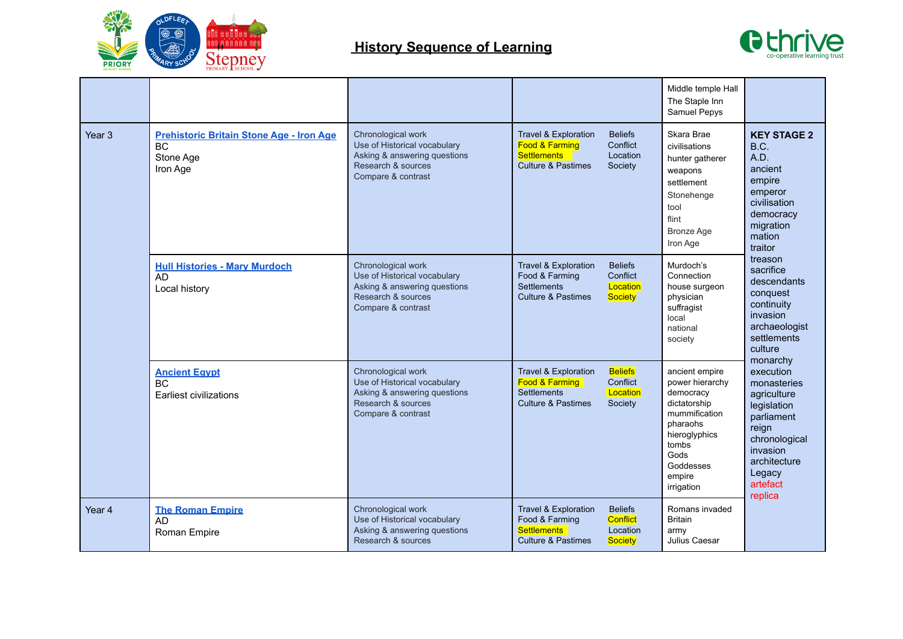## History Sequence of Learning

| | | | | | |
|---|---|---|---|---|---|
| | | | | Middle temple Hall<br>The Staple Inn<br>Samuel Pepys | |
| Year 3 | **Prehistoric Britain Stone Age - Iron Age**<br>BC<br>Stone Age<br>Iron Age | Chronological work<br>Use of Historical vocabulary<br>Asking & answering questions<br>Research & sources<br>Compare & contrast | Travel & Exploration<br>Food & Farming<br>Settlements<br>Culture & Pastimes<br>Beliefs<br>Conflict<br>Location<br>Society | Skara Brae<br>civilisations<br>hunter gatherer<br>weapons<br>settlement<br>Stonehenge<br>tool<br>flint<br>Bronze Age<br>Iron Age | **KEY STAGE 2**<br>B.C.<br>A.D.<br>ancient<br>empire<br>emperor<br>civilisation<br>democracy<br>migration<br>mation<br>traitor<br>treason<br>sacrifice<br>descendants<br>conquest<br>continuity<br>invasion<br>archaeologist<br>settlements<br>culture<br>monarchy<br>execution<br>monasteries<br>agriculture<br>legislation<br>parliament<br>reign<br>chronological<br>invasion<br>architecture<br>Legacy<br>artefact<br>replica |
| | **Hull Histories - Mary Murdoch**<br>AD<br>Local history | Chronological work<br>Use of Historical vocabulary<br>Asking & answering questions<br>Research & sources<br>Compare & contrast | Travel & Exploration<br>Food & Farming<br>Settlements<br>Culture & Pastimes<br>Beliefs<br>Conflict<br>Location<br>Society | Murdoch's Connection<br>house surgeon<br>physician<br>suffragist<br>local<br>national<br>society | |
| | **Ancient Egypt**<br>BC<br>Earliest civilizations | Chronological work<br>Use of Historical vocabulary<br>Asking & answering questions<br>Research & sources<br>Compare & contrast | Travel & Exploration<br>Food & Farming<br>Settlements<br>Culture & Pastimes<br>Beliefs<br>Conflict<br>Location<br>Society | ancient empire<br>power hierarchy<br>democracy<br>dictatorship<br>mummification<br>pharaohs<br>hieroglyphics<br>tombs<br>Gods<br>Goddesses<br>empire<br>irrigation | |
| Year 4 | **The Roman Empire**<br>AD<br>Roman Empire | Chronological work<br>Use of Historical vocabulary<br>Asking & answering questions<br>Research & sources | Travel & Exploration<br>Food & Farming<br>Settlements<br>Culture & Pastimes<br>Beliefs<br>Conflict<br>Location<br>Society | Romans invaded Britain<br>army<br>Julius Caesar | |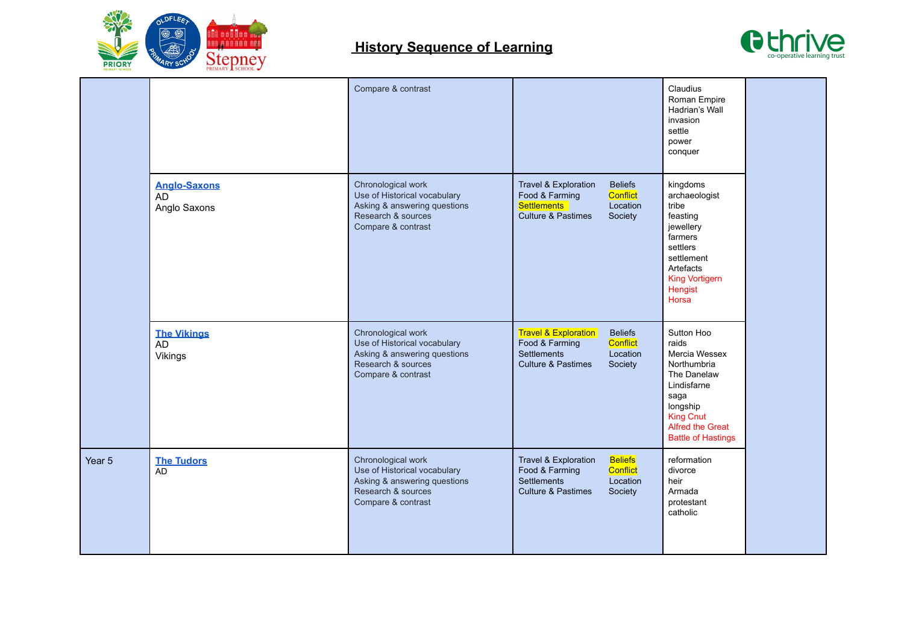## History Sequence of Learning

| | | | | | |
|---|---|---|---|---|---|
| | | Compare & contrast | | Claudius<br>Roman Empire<br>Hadrian's Wall<br>invasion<br>settle<br>power<br>conquer | |
| | **Anglo-Saxons**<br>AD<br>Anglo Saxons | Chronological work<br>Use of Historical vocabulary<br>Asking & answering questions<br>Research & sources<br>Compare & contrast | Travel & Exploration<br>Food & Farming<br>Settlements<br>Culture & Pastimes<br>Beliefs<br>Conflict<br>Location<br>Society | kingdoms<br>archaeologist<br>tribe<br>feasting<br>jewellery<br>farmers<br>settlers<br>settlement<br>Artefacts<br>King Vortigern<br>Hengist<br>Horsa | |
| | **The Vikings**<br>AD<br>Vikings | Chronological work<br>Use of Historical vocabulary<br>Asking & answering questions<br>Research & sources<br>Compare & contrast | Travel & Exploration<br>Food & Farming<br>Settlements<br>Culture & Pastimes<br>Beliefs<br>Conflict<br>Location<br>Society | Sutton Hoo<br>raids<br>Mercia Wessex<br>Northumbria<br>The Danelaw<br>Lindisfarne<br>saga<br>longship<br>King Cnut<br>Alfred the Great<br>Battle of Hastings | |
| Year 5 | **The Tudors**<br>AD | Chronological work<br>Use of Historical vocabulary<br>Asking & answering questions<br>Research & sources<br>Compare & contrast | Travel & Exploration<br>Food & Farming<br>Settlements<br>Culture & Pastimes<br>Beliefs<br>Conflict<br>Location<br>Society | reformation<br>divorce<br>heir<br>Armada<br>protestant<br>catholic | |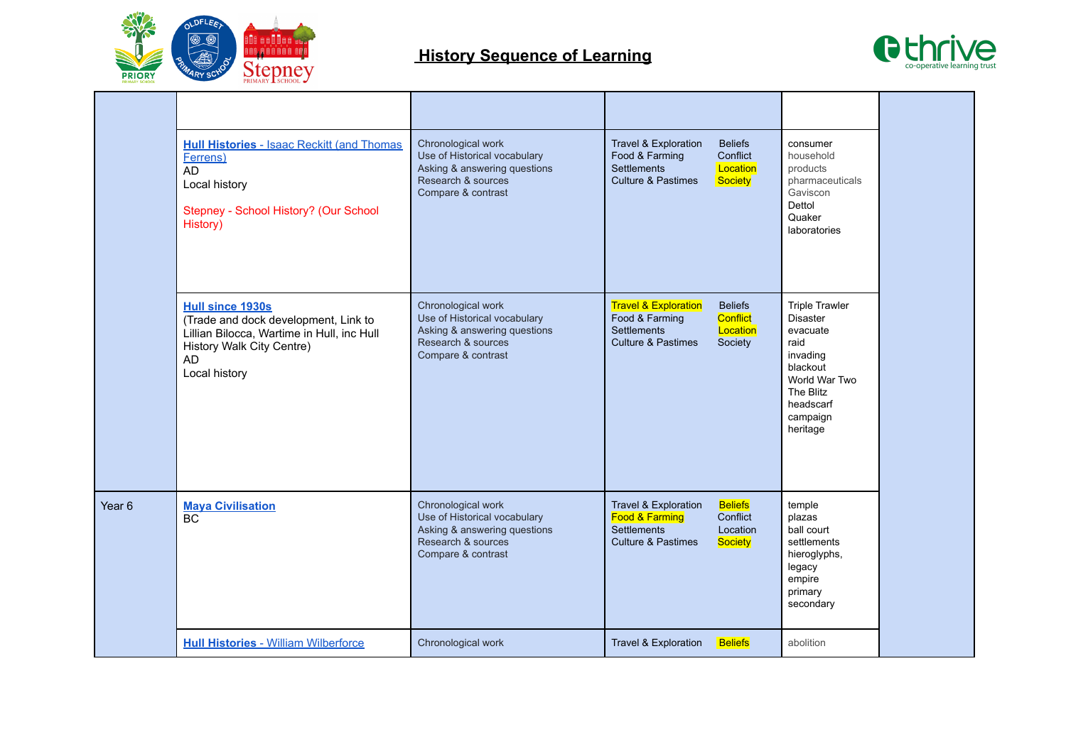# History Sequence of Learning

| | | | | | |
|---|---|---|---|---|---|
| | | | | | |
| | **Hull Histories** - Isaac Reckitt (and Thomas Ferrens)<br>AD<br>Local history<br><br>Stepney - School History? (Our School History) | Chronological work<br>Use of Historical vocabulary<br>Asking & answering questions<br>Research & sources<br>Compare & contrast | Travel & Exploration<br>Food & Farming<br>Settlements<br>Culture & Pastimes<br>Beliefs<br>Conflict<br>Location<br>Society | consumer<br>household<br>products<br>pharmaceuticals<br>Gaviscon<br>Dettol<br>Quaker<br>laboratories | |
| | **Hull since 1930s**<br>(Trade and dock development, Link to Lillian Bilocca, Wartime in Hull, inc Hull History Walk City Centre)<br>AD<br>Local history | Chronological work<br>Use of Historical vocabulary<br>Asking & answering questions<br>Research & sources<br>Compare & contrast | Travel & Exploration<br>Food & Farming<br>Settlements<br>Culture & Pastimes<br>Beliefs<br>Conflict<br>Location<br>Society | Triple Trawler<br>Disaster<br>evacuate<br>raid<br>invading<br>blackout<br>World War Two<br>The Blitz<br>headscarf<br>campaign<br>heritage | |
| Year 6 | **Maya Civilisation**<br>BC | Chronological work<br>Use of Historical vocabulary<br>Asking & answering questions<br>Research & sources<br>Compare & contrast | Travel & Exploration<br>Food & Farming<br>Settlements<br>Culture & Pastimes<br>Beliefs<br>Conflict<br>Location<br>Society | temple<br>plazas<br>ball court<br>settlements<br>hieroglyphs,<br>legacy<br>empire<br>primary<br>secondary | |
| | **Hull Histories** - William Wilberforce | Chronological work | Travel & Exploration<br>Beliefs | abolition | |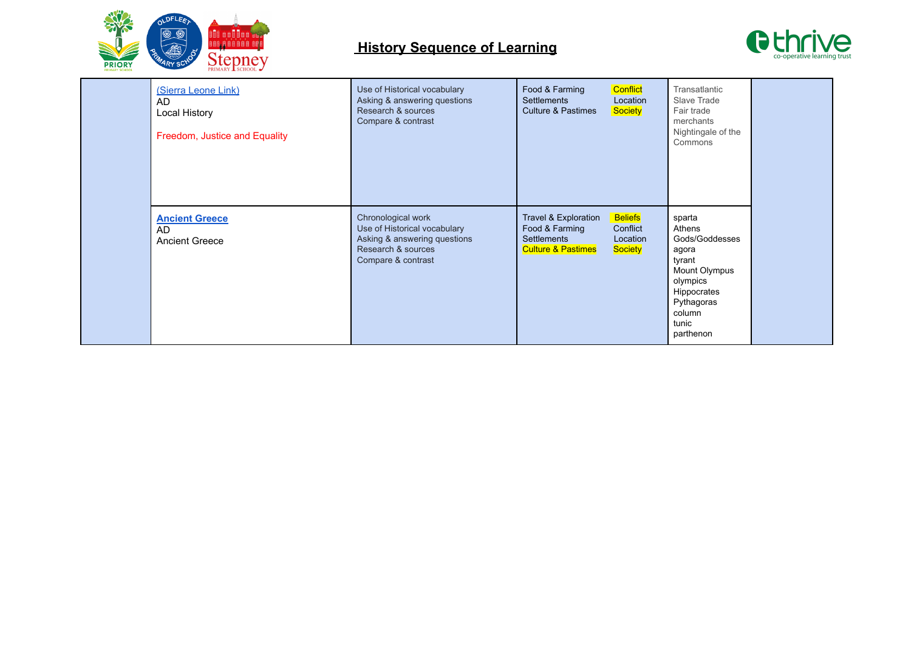# History Sequence of Learning

| | | | | | |
|---|---|---|---|---|---|
| | (Sierra Leone Link)<br>AD<br>Local History<br><br>Freedom, Justice and Equality | Use of Historical vocabulary<br>Asking & answering questions<br>Research & sources<br>Compare & contrast | Food & Farming<br>Settlements<br>Culture & Pastimes<br>Conflict<br>Location<br>Society | Transatlantic Slave Trade<br>Fair trade<br>merchants<br>Nightingale of the Commons | |
| | **Ancient Greece**<br>AD<br>Ancient Greece | Chronological work<br>Use of Historical vocabulary<br>Asking & answering questions<br>Research & sources<br>Compare & contrast | Travel & Exploration<br>Food & Farming<br>Settlements<br>Culture & Pastimes<br>Beliefs<br>Conflict<br>Location<br>Society | sparta<br>Athens<br>Gods/Goddesses<br>agora<br>tyrant<br>Mount Olympus<br>olympics<br>Hippocrates<br>Pythagoras<br>column<br>tunic<br>parthenon | |